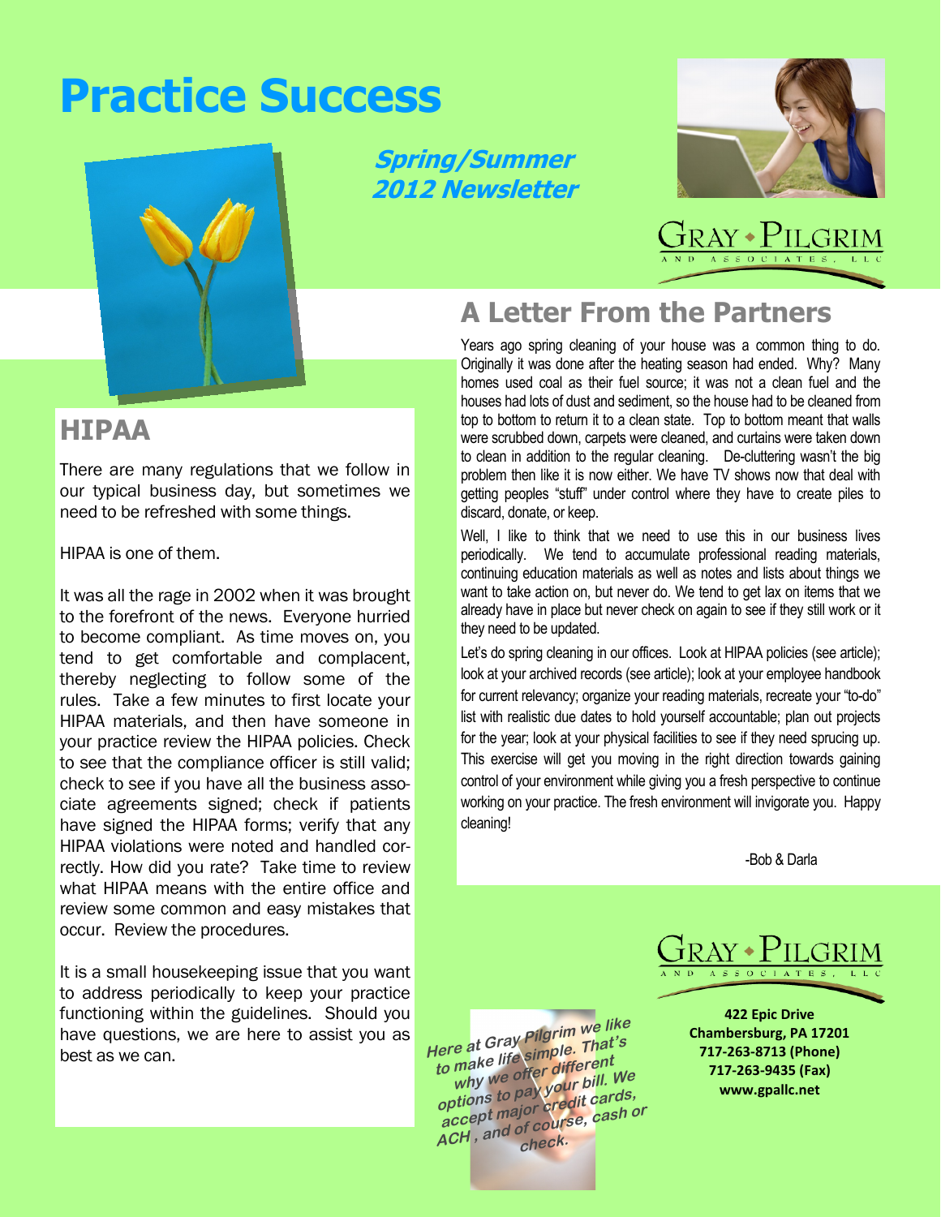# Practice Success

**Spring/Summer 2012 Newsletter**

GRAY • PILGRIM AND ASSOCIATES, LLC

## A Letter From the Partners

Years ago spring cleaning of your house was a common thing to do. Originally it was done after the heating season had ended. Why? Many homes used coal as their fuel source; it was not a clean fuel and the houses had lots of dust and sediment, so the house had to be cleaned from top to bottom to return it to a clean state. Top to bottom meant that walls were scrubbed down, carpets were cleaned, and curtains were taken down to clean in addition to the regular cleaning. De-cluttering wasn't the big problem then like it is now either. We have TV shows now that deal with getting peoples "stuff" under control where they have to create piles to discard, donate, or keep.

Well, I like to think that we need to use this in our business lives periodically. We tend to accumulate professional reading materials, continuing education materials as well as notes and lists about things we want to take action on, but never do. We tend to get lax on items that we already have in place but never check on again to see if they still work or if they need to be updated.

Let's do spring cleaning in our offices. Look at HIPAA policies (see article); look at your archived records (see article); look at your employee handbook for current relevancy; organize your reading materials, recreate your "to-do" list with realistic due dates to hold yourself accountable; plan out projects for the year; look at your physical facilities to see if they need sprucing up. This exercise will get you moving in the right direction towards gaining control of your environment while giving you a fresh perspective to continue working on your practice. The fresh environment will invigorate you. Happy cleaning!

-Bob & Darla

## HIPAA

There are many regulations that we follow in our typical business day, but sometimes we need to be refreshed with some things.

HIPAA is one of them.

It was all the rage in 2002 when it was brought to the forefront of the news. Everyone hurried to become compliant. As time moves on, you tend to get comfortable and complacent, thereby neglecting to follow some of the rules. Take a few minutes to first locate your HIPAA materials, and then have someone in your practice review the HIPAA policies. Check to see that the compliance officer is still valid; check to see if you have all the business associate agreements signed; check if patients have signed the HIPAA forms; verify that any HIPAA violations were noted and handled correctly. How did you rate? Take time to review what HIPAA means with the entire office and review some common and easy mistakes that occur. Review the procedures.

It is a small housekeeping issue that you want to address periodically to keep your practice functioning within the guidelines. Should you have questions, we are here to assist you as best as we can.

*Here at Gray Pilgrim we like to make life simple. That's why we offer different options to pay your bill. We accept major credit cards, ACH, and of course, cash or check.*

GRAY • PILGRIM AND ASSOCIATES, LLC

**422 Epic Drive**
**Chambersburg, PA 17201**
**717-263-8713 (Phone)**
**717-263-9435 (Fax)**
**www.gpallc.net**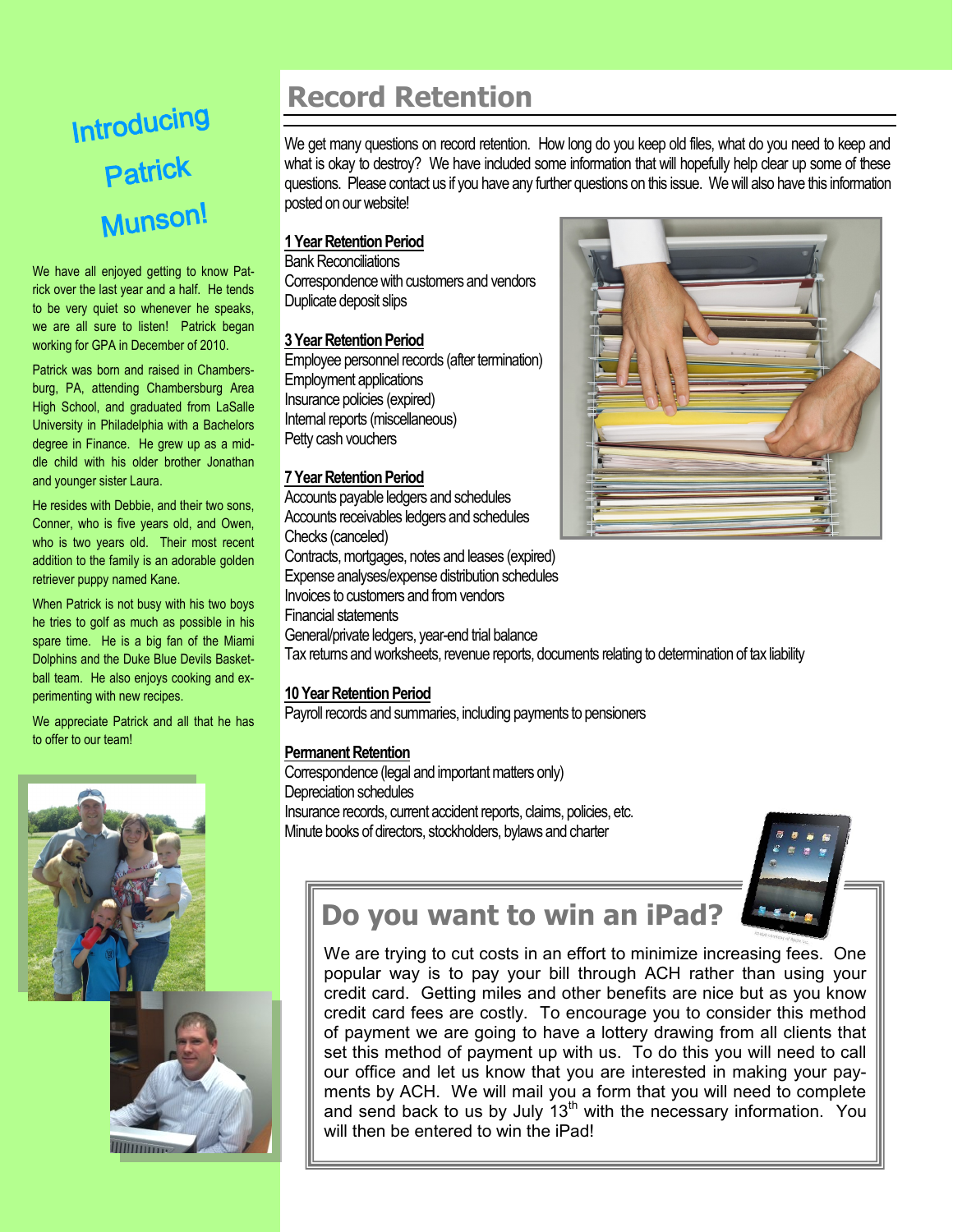## Introducing Patrick Munson!

We have all enjoyed getting to know Patrick over the last year and a half. He tends to be very quiet so whenever he speaks, we are all sure to listen! Patrick began working for GPA in December of 2010.

Patrick was born and raised in Chambersburg, PA, attending Chambersburg Area High School, and graduated from LaSalle University in Philadelphia with a Bachelors degree in Finance. He grew up as a middle child with his older brother Jonathan and younger sister Laura.

He resides with Debbie, and their two sons, Conner, who is five years old, and Owen, who is two years old. Their most recent addition to the family is an adorable golden retriever puppy named Kane.

When Patrick is not busy with his two boys he tries to golf as much as possible in his spare time. He is a big fan of the Miami Dolphins and the Duke Blue Devils Basketball team. He also enjoys cooking and experimenting with new recipes.

We appreciate Patrick and all that he has to offer to our team!

# Record Retention

We get many questions on record retention. How long do you keep old files, what do you need to keep and what is okay to destroy? We have included some information that will hopefully help clear up some of these questions. Please contact us if you have any further questions on this issue. We will also have this information posted on our website!

**1 Year Retention Period**
Bank Reconciliations
Correspondence with customers and vendors
Duplicate deposit slips

**3 Year Retention Period**
Employee personnel records (after termination)
Employment applications
Insurance policies (expired)
Internal reports (miscellaneous)
Petty cash vouchers

**7 Year Retention Period**
Accounts payable ledgers and schedules
Accounts receivables ledgers and schedules
Checks (canceled)
Contracts, mortgages, notes and leases (expired)
Expense analyses/expense distribution schedules
Invoices to customers and from vendors
Financial statements
General/private ledgers, year-end trial balance
Tax returns and worksheets, revenue reports, documents relating to determination of tax liability

**10 Year Retention Period**
Payroll records and summaries, including payments to pensioners

**Permanent Retention**
Correspondence (legal and important matters only)
Depreciation schedules
Insurance records, current accident reports, claims, policies, etc.
Minute books of directors, stockholders, bylaws and charter

## Do you want to win an iPad?

We are trying to cut costs in an effort to minimize increasing fees. One popular way is to pay your bill through ACH rather than using your credit card. Getting miles and other benefits are nice but as you know credit card fees are costly. To encourage you to consider this method of payment we are going to have a lottery drawing from all clients that set this method of payment up with us. To do this you will need to call our office and let us know that you are interested in making your payments by ACH. We will mail you a form that you will need to complete and send back to us by July 13th with the necessary information. You will then be entered to win the iPad!